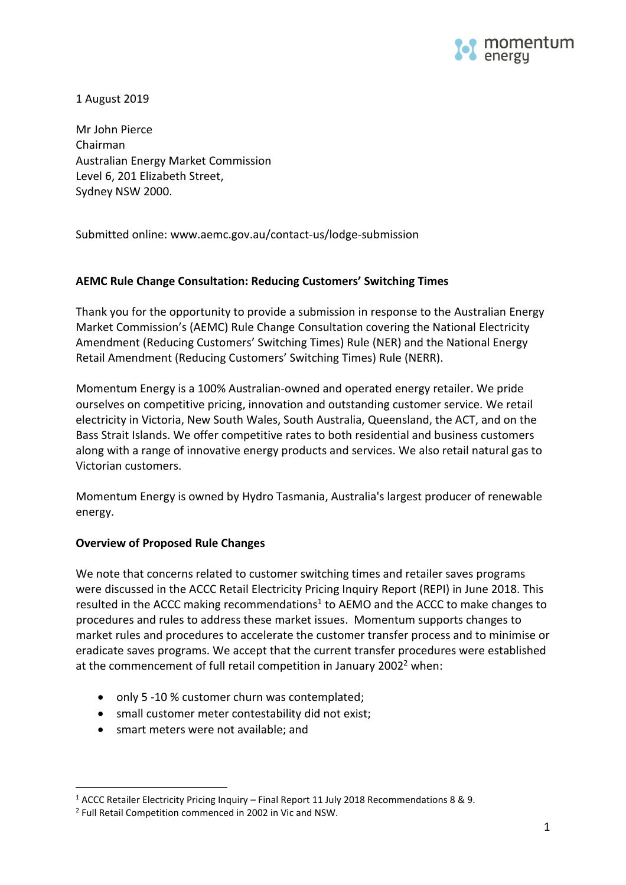1 August 2019

Mr John Pierce
Chairman
Australian Energy Market Commission
Level 6, 201 Elizabeth Street,
Sydney NSW 2000.

Submitted online: www.aemc.gov.au/contact-us/lodge-submission

**AEMC Rule Change Consultation: Reducing Customers' Switching Times**

Thank you for the opportunity to provide a submission in response to the Australian Energy Market Commission's (AEMC) Rule Change Consultation covering the National Electricity Amendment (Reducing Customers' Switching Times) Rule (NER) and the National Energy Retail Amendment (Reducing Customers' Switching Times) Rule (NERR).

Momentum Energy is a 100% Australian-owned and operated energy retailer. We pride ourselves on competitive pricing, innovation and outstanding customer service. We retail electricity in Victoria, New South Wales, South Australia, Queensland, the ACT, and on the Bass Strait Islands. We offer competitive rates to both residential and business customers along with a range of innovative energy products and services. We also retail natural gas to Victorian customers.

Momentum Energy is owned by Hydro Tasmania, Australia's largest producer of renewable energy.

**Overview of Proposed Rule Changes**

We note that concerns related to customer switching times and retailer saves programs were discussed in the ACCC Retail Electricity Pricing Inquiry Report (REPI) in June 2018. This resulted in the ACCC making recommendations[1] to AEMO and the ACCC to make changes to procedures and rules to address these market issues. Momentum supports changes to market rules and procedures to accelerate the customer transfer process and to minimise or eradicate saves programs. We accept that the current transfer procedures were established at the commencement of full retail competition in January 2002[2] when:

- only 5 -10 % customer churn was contemplated;
- small customer meter contestability did not exist;
- smart meters were not available; and

---

[1] ACCC Retailer Electricity Pricing Inquiry – Final Report 11 July 2018 Recommendations 8 & 9.

[2] Full Retail Competition commenced in 2002 in Vic and NSW.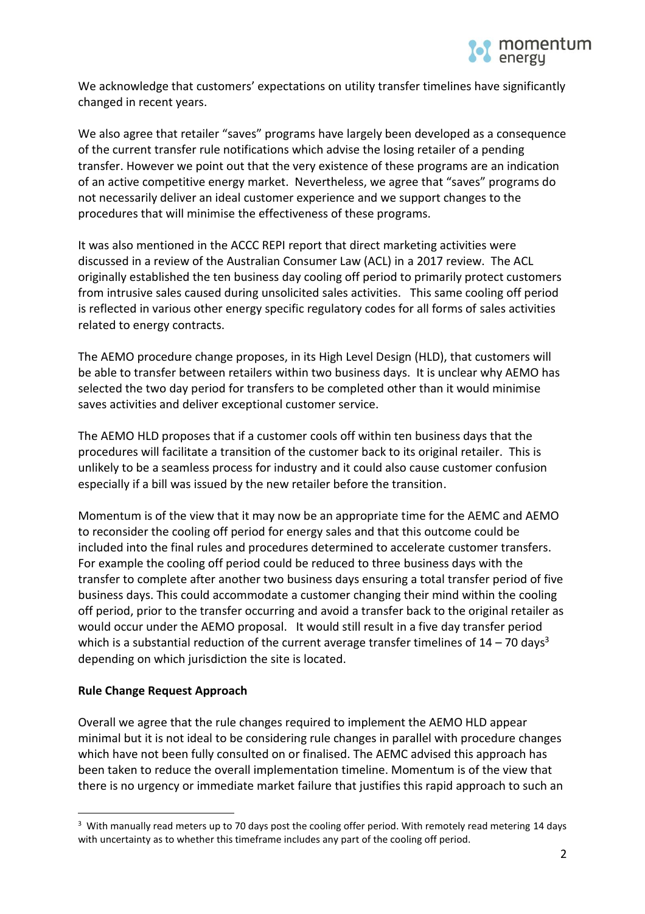We acknowledge that customers' expectations on utility transfer timelines have significantly changed in recent years.

We also agree that retailer "saves" programs have largely been developed as a consequence of the current transfer rule notifications which advise the losing retailer of a pending transfer. However we point out that the very existence of these programs are an indication of an active competitive energy market. Nevertheless, we agree that "saves" programs do not necessarily deliver an ideal customer experience and we support changes to the procedures that will minimise the effectiveness of these programs.

It was also mentioned in the ACCC REPI report that direct marketing activities were discussed in a review of the Australian Consumer Law (ACL) in a 2017 review. The ACL originally established the ten business day cooling off period to primarily protect customers from intrusive sales caused during unsolicited sales activities. This same cooling off period is reflected in various other energy specific regulatory codes for all forms of sales activities related to energy contracts.

The AEMO procedure change proposes, in its High Level Design (HLD), that customers will be able to transfer between retailers within two business days. It is unclear why AEMO has selected the two day period for transfers to be completed other than it would minimise saves activities and deliver exceptional customer service.

The AEMO HLD proposes that if a customer cools off within ten business days that the procedures will facilitate a transition of the customer back to its original retailer. This is unlikely to be a seamless process for industry and it could also cause customer confusion especially if a bill was issued by the new retailer before the transition.

Momentum is of the view that it may now be an appropriate time for the AEMC and AEMO to reconsider the cooling off period for energy sales and that this outcome could be included into the final rules and procedures determined to accelerate customer transfers. For example the cooling off period could be reduced to three business days with the transfer to complete after another two business days ensuring a total transfer period of five business days. This could accommodate a customer changing their mind within the cooling off period, prior to the transfer occurring and avoid a transfer back to the original retailer as would occur under the AEMO proposal. It would still result in a five day transfer period which is a substantial reduction of the current average transfer timelines of 14 – 70 days[3] depending on which jurisdiction the site is located.

**Rule Change Request Approach**

Overall we agree that the rule changes required to implement the AEMO HLD appear minimal but it is not ideal to be considering rule changes in parallel with procedure changes which have not been fully consulted on or finalised. The AEMC advised this approach has been taken to reduce the overall implementation timeline. Momentum is of the view that there is no urgency or immediate market failure that justifies this rapid approach to such an

[3] With manually read meters up to 70 days post the cooling offer period. With remotely read metering 14 days with uncertainty as to whether this timeframe includes any part of the cooling off period.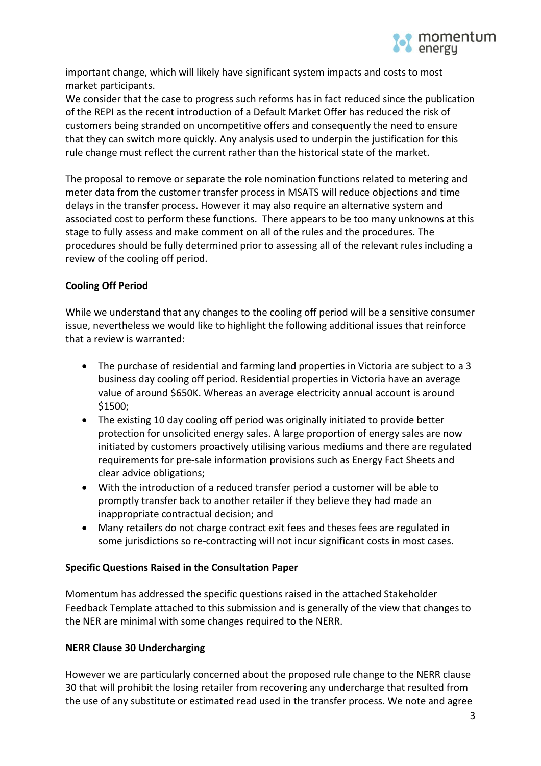important change, which will likely have significant system impacts and costs to most market participants.
We consider that the case to progress such reforms has in fact reduced since the publication of the REPI as the recent introduction of a Default Market Offer has reduced the risk of customers being stranded on uncompetitive offers and consequently the need to ensure that they can switch more quickly. Any analysis used to underpin the justification for this rule change must reflect the current rather than the historical state of the market.

The proposal to remove or separate the role nomination functions related to metering and meter data from the customer transfer process in MSATS will reduce objections and time delays in the transfer process. However it may also require an alternative system and associated cost to perform these functions. There appears to be too many unknowns at this stage to fully assess and make comment on all of the rules and the procedures. The procedures should be fully determined prior to assessing all of the relevant rules including a review of the cooling off period.

**Cooling Off Period**

While we understand that any changes to the cooling off period will be a sensitive consumer issue, nevertheless we would like to highlight the following additional issues that reinforce that a review is warranted:

- The purchase of residential and farming land properties in Victoria are subject to a 3 business day cooling off period. Residential properties in Victoria have an average value of around $650K. Whereas an average electricity annual account is around $1500;
- The existing 10 day cooling off period was originally initiated to provide better protection for unsolicited energy sales. A large proportion of energy sales are now initiated by customers proactively utilising various mediums and there are regulated requirements for pre-sale information provisions such as Energy Fact Sheets and clear advice obligations;
- With the introduction of a reduced transfer period a customer will be able to promptly transfer back to another retailer if they believe they had made an inappropriate contractual decision; and
- Many retailers do not charge contract exit fees and theses fees are regulated in some jurisdictions so re-contracting will not incur significant costs in most cases.

**Specific Questions Raised in the Consultation Paper**

Momentum has addressed the specific questions raised in the attached Stakeholder Feedback Template attached to this submission and is generally of the view that changes to the NER are minimal with some changes required to the NERR.

**NERR Clause 30 Undercharging**

However we are particularly concerned about the proposed rule change to the NERR clause 30 that will prohibit the losing retailer from recovering any undercharge that resulted from the use of any substitute or estimated read used in the transfer process. We note and agree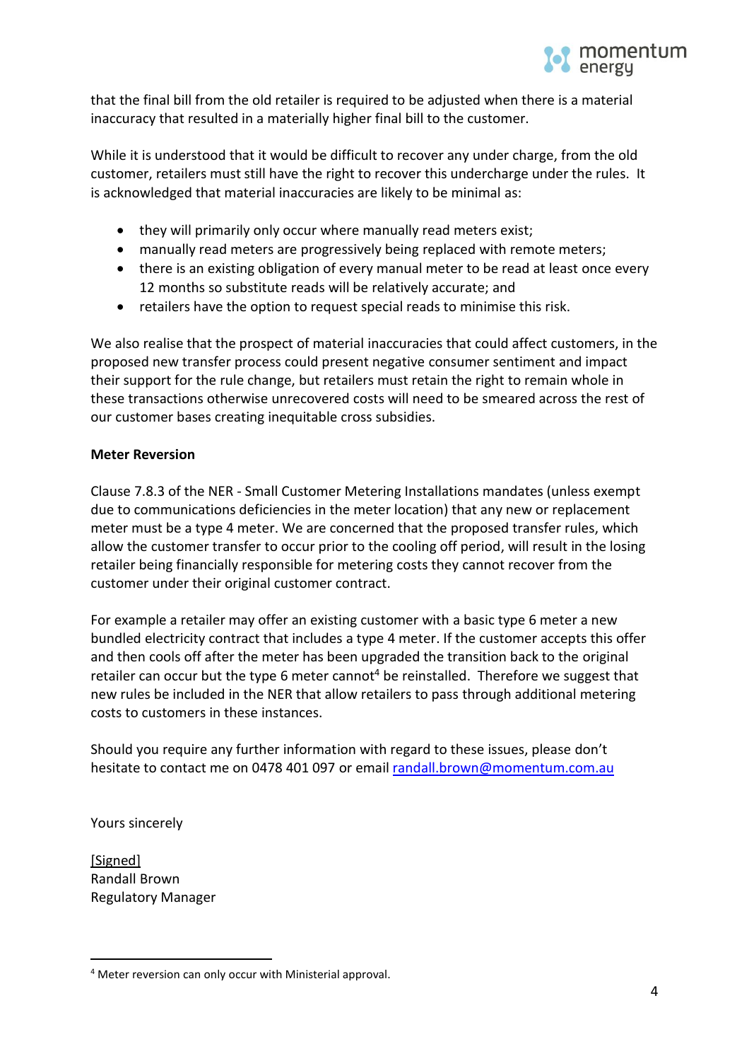that the final bill from the old retailer is required to be adjusted when there is a material inaccuracy that resulted in a materially higher final bill to the customer.

While it is understood that it would be difficult to recover any under charge, from the old customer, retailers must still have the right to recover this undercharge under the rules. It is acknowledged that material inaccuracies are likely to be minimal as:

- they will primarily only occur where manually read meters exist;
- manually read meters are progressively being replaced with remote meters;
- there is an existing obligation of every manual meter to be read at least once every 12 months so substitute reads will be relatively accurate; and
- retailers have the option to request special reads to minimise this risk.

We also realise that the prospect of material inaccuracies that could affect customers, in the proposed new transfer process could present negative consumer sentiment and impact their support for the rule change, but retailers must retain the right to remain whole in these transactions otherwise unrecovered costs will need to be smeared across the rest of our customer bases creating inequitable cross subsidies.

**Meter Reversion**

Clause 7.8.3 of the NER - Small Customer Metering Installations mandates (unless exempt due to communications deficiencies in the meter location) that any new or replacement meter must be a type 4 meter. We are concerned that the proposed transfer rules, which allow the customer transfer to occur prior to the cooling off period, will result in the losing retailer being financially responsible for metering costs they cannot recover from the customer under their original customer contract.

For example a retailer may offer an existing customer with a basic type 6 meter a new bundled electricity contract that includes a type 4 meter. If the customer accepts this offer and then cools off after the meter has been upgraded the transition back to the original retailer can occur but the type 6 meter cannot[4] be reinstalled. Therefore we suggest that new rules be included in the NER that allow retailers to pass through additional metering costs to customers in these instances.

Should you require any further information with regard to these issues, please don't hesitate to contact me on 0478 401 097 or email randall.brown@momentum.com.au

Yours sincerely

[Signed]
Randall Brown
Regulatory Manager

[4] Meter reversion can only occur with Ministerial approval.